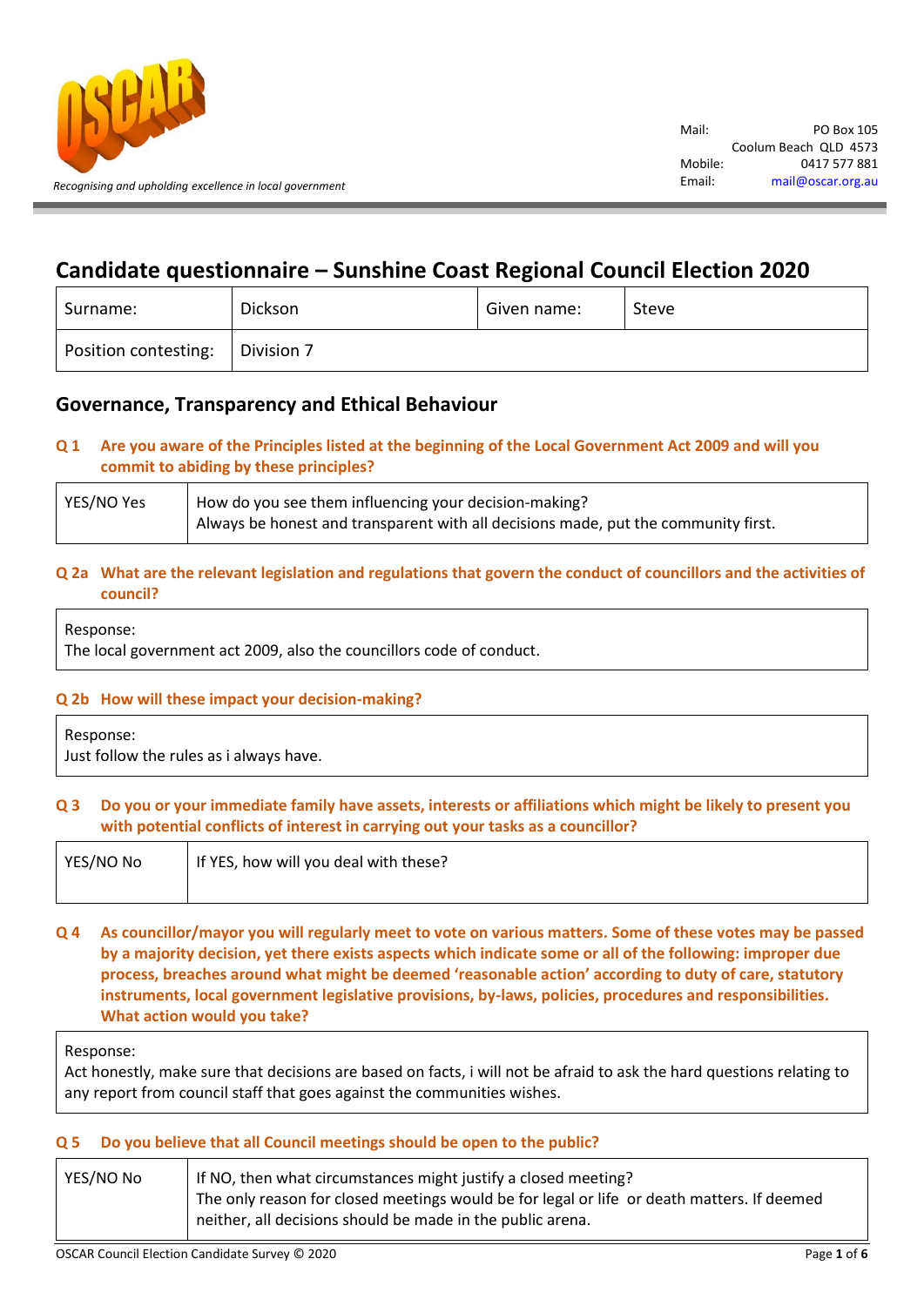Recognising and upholding excellence in local government

Mail: PO Box 105
Coolum Beach QLD 4573
Mobile: 0417 577 881
Email: mail@oscar.org.au

# Candidate questionnaire – Sunshine Coast Regional Council Election 2020

| Surname: | Dickson | Given name: | Steve |
|---|---|---|---|
| Position contesting: | Division 7 | | |

## Governance, Transparency and Ethical Behaviour

**Q 1 Are you aware of the Principles listed at the beginning of the Local Government Act 2009 and will you commit to abiding by these principles?**

| YES/NO Yes | How do you see them influencing your decision-making?<br>Always be honest and transparent with all decisions made, put the community first. |
|---|---|

**Q 2a What are the relevant legislation and regulations that govern the conduct of councillors and the activities of council?**

Response:
The local government act 2009, also the councillors code of conduct.

**Q 2b How will these impact your decision-making?**

Response:
Just follow the rules as i always have.

**Q 3 Do you or your immediate family have assets, interests or affiliations which might be likely to present you with potential conflicts of interest in carrying out your tasks as a councillor?**

| YES/NO No | If YES, how will you deal with these? |
|---|---|

**Q 4 As councillor/mayor you will regularly meet to vote on various matters. Some of these votes may be passed by a majority decision, yet there exists aspects which indicate some or all of the following: improper due process, breaches around what might be deemed 'reasonable action' according to duty of care, statutory instruments, local government legislative provisions, by-laws, policies, procedures and responsibilities. What action would you take?**

Response:
Act honestly, make sure that decisions are based on facts, i will not be afraid to ask the hard questions relating to any report from council staff that goes against the communities wishes.

**Q 5 Do you believe that all Council meetings should be open to the public?**

| YES/NO No | If NO, then what circumstances might justify a closed meeting?<br>The only reason for closed meetings would be for legal or life or death matters. If deemed neither, all decisions should be made in the public arena. |
|---|---|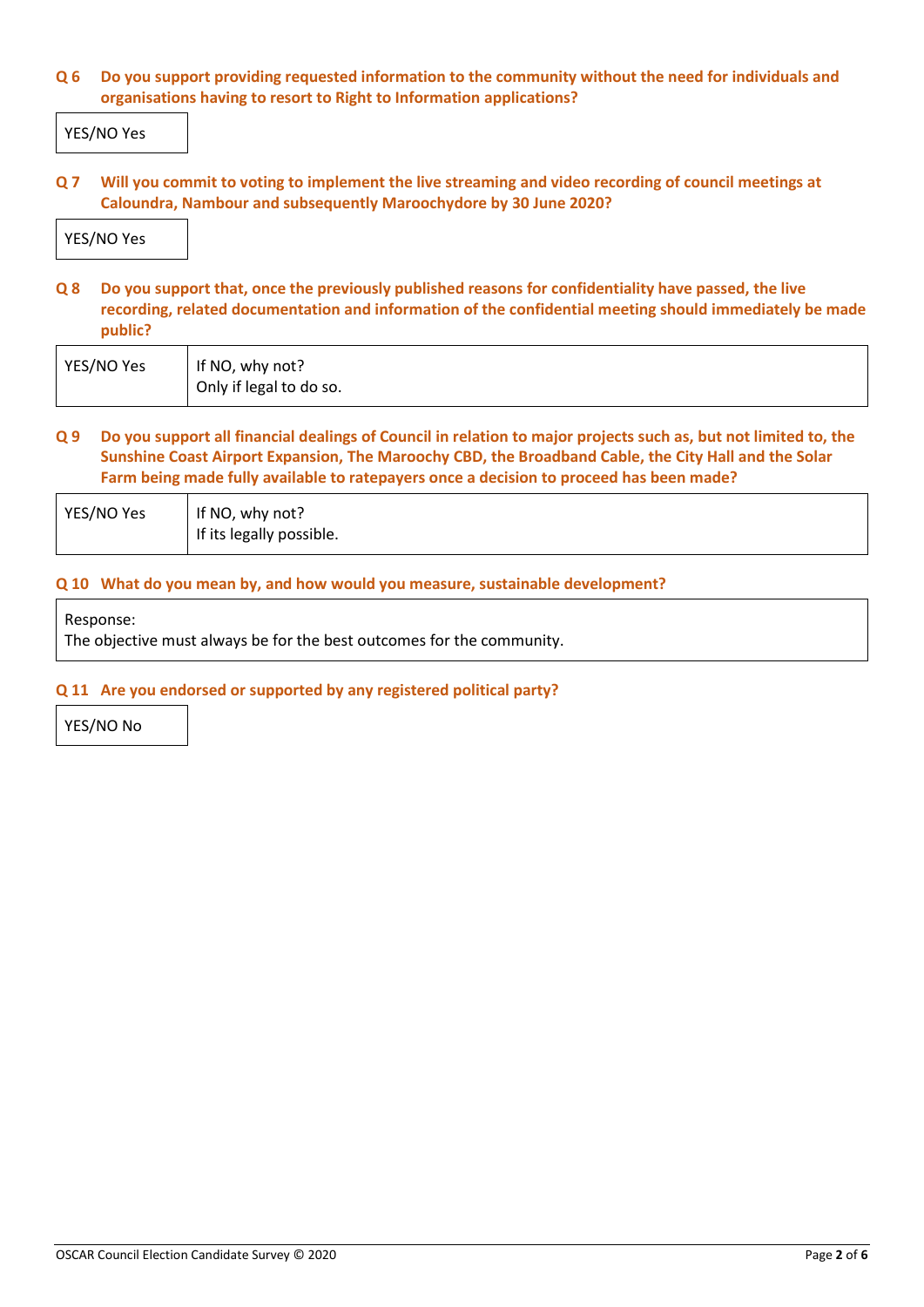**Q 6 Do you support providing requested information to the community without the need for individuals and organisations having to resort to Right to Information applications?**

| YES/NO Yes |
|---|

**Q 7 Will you commit to voting to implement the live streaming and video recording of council meetings at Caloundra, Nambour and subsequently Maroochydore by 30 June 2020?**

| YES/NO Yes |
|---|

**Q 8 Do you support that, once the previously published reasons for confidentiality have passed, the live recording, related documentation and information of the confidential meeting should immediately be made public?**

| YES/NO Yes | If NO, why not?<br>Only if legal to do so. |
|---|---|

**Q 9 Do you support all financial dealings of Council in relation to major projects such as, but not limited to, the Sunshine Coast Airport Expansion, The Maroochy CBD, the Broadband Cable, the City Hall and the Solar Farm being made fully available to ratepayers once a decision to proceed has been made?**

| YES/NO Yes | If NO, why not?<br>If its legally possible. |
|---|---|

**Q 10 What do you mean by, and how would you measure, sustainable development?**

| Response:<br>The objective must always be for the best outcomes for the community. |
|---|

**Q 11 Are you endorsed or supported by any registered political party?**

| YES/NO No |
|---|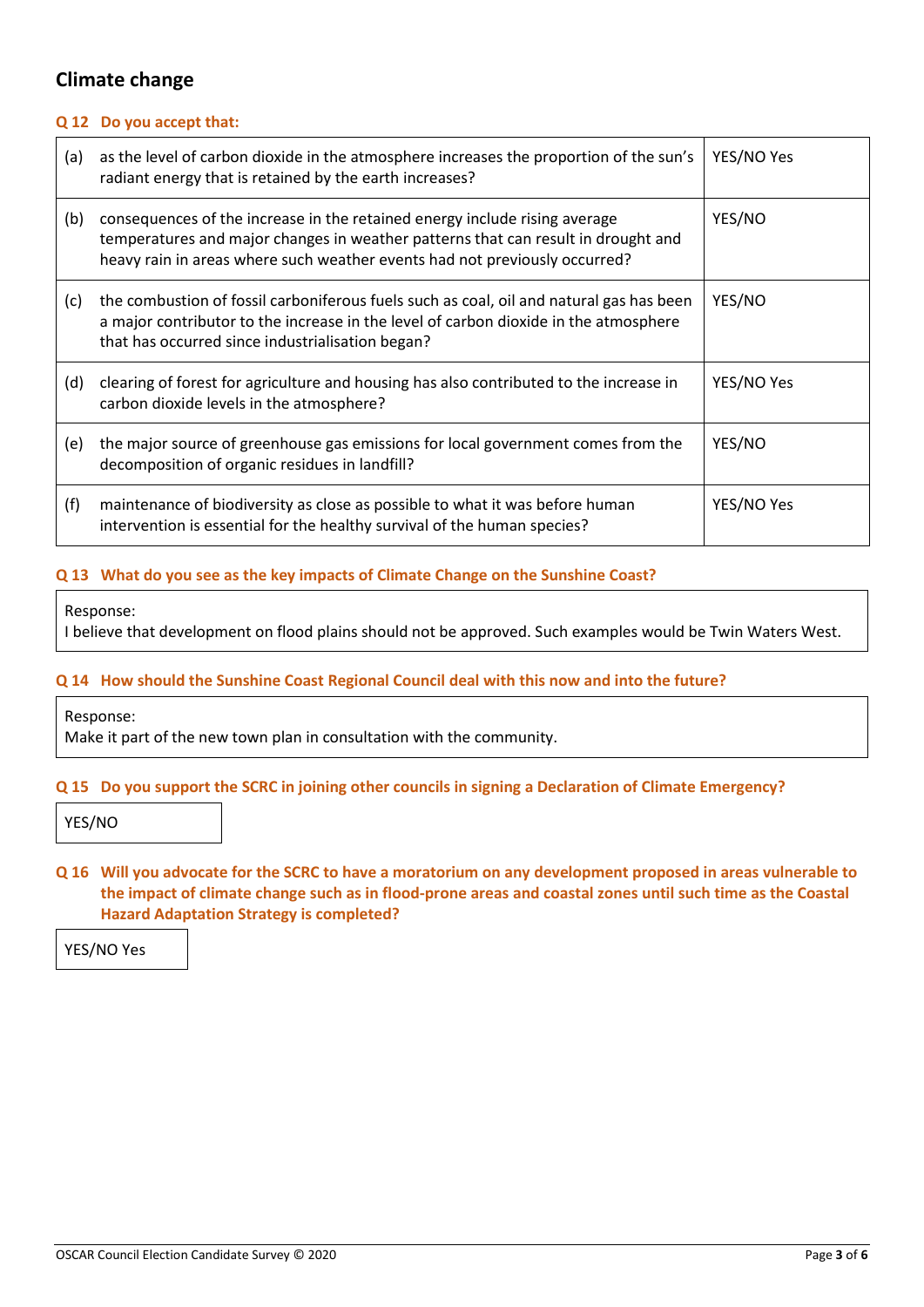## Climate change

**Q 12 Do you accept that:**

| | | |
|---|---|---|
| (a) | as the level of carbon dioxide in the atmosphere increases the proportion of the sun's radiant energy that is retained by the earth increases? | YES/NO Yes |
| (b) | consequences of the increase in the retained energy include rising average temperatures and major changes in weather patterns that can result in drought and heavy rain in areas where such weather events had not previously occurred? | YES/NO |
| (c) | the combustion of fossil carboniferous fuels such as coal, oil and natural gas has been a major contributor to the increase in the level of carbon dioxide in the atmosphere that has occurred since industrialisation began? | YES/NO |
| (d) | clearing of forest for agriculture and housing has also contributed to the increase in carbon dioxide levels in the atmosphere? | YES/NO Yes |
| (e) | the major source of greenhouse gas emissions for local government comes from the decomposition of organic residues in landfill? | YES/NO |
| (f) | maintenance of biodiversity as close as possible to what it was before human intervention is essential for the healthy survival of the human species? | YES/NO Yes |

**Q 13 What do you see as the key impacts of Climate Change on the Sunshine Coast?**

Response:
I believe that development on flood plains should not be approved. Such examples would be Twin Waters West.

**Q 14 How should the Sunshine Coast Regional Council deal with this now and into the future?**

Response:
Make it part of the new town plan in consultation with the community.

**Q 15 Do you support the SCRC in joining other councils in signing a Declaration of Climate Emergency?**

YES/NO

**Q 16 Will you advocate for the SCRC to have a moratorium on any development proposed in areas vulnerable to the impact of climate change such as in flood-prone areas and coastal zones until such time as the Coastal Hazard Adaptation Strategy is completed?**

YES/NO Yes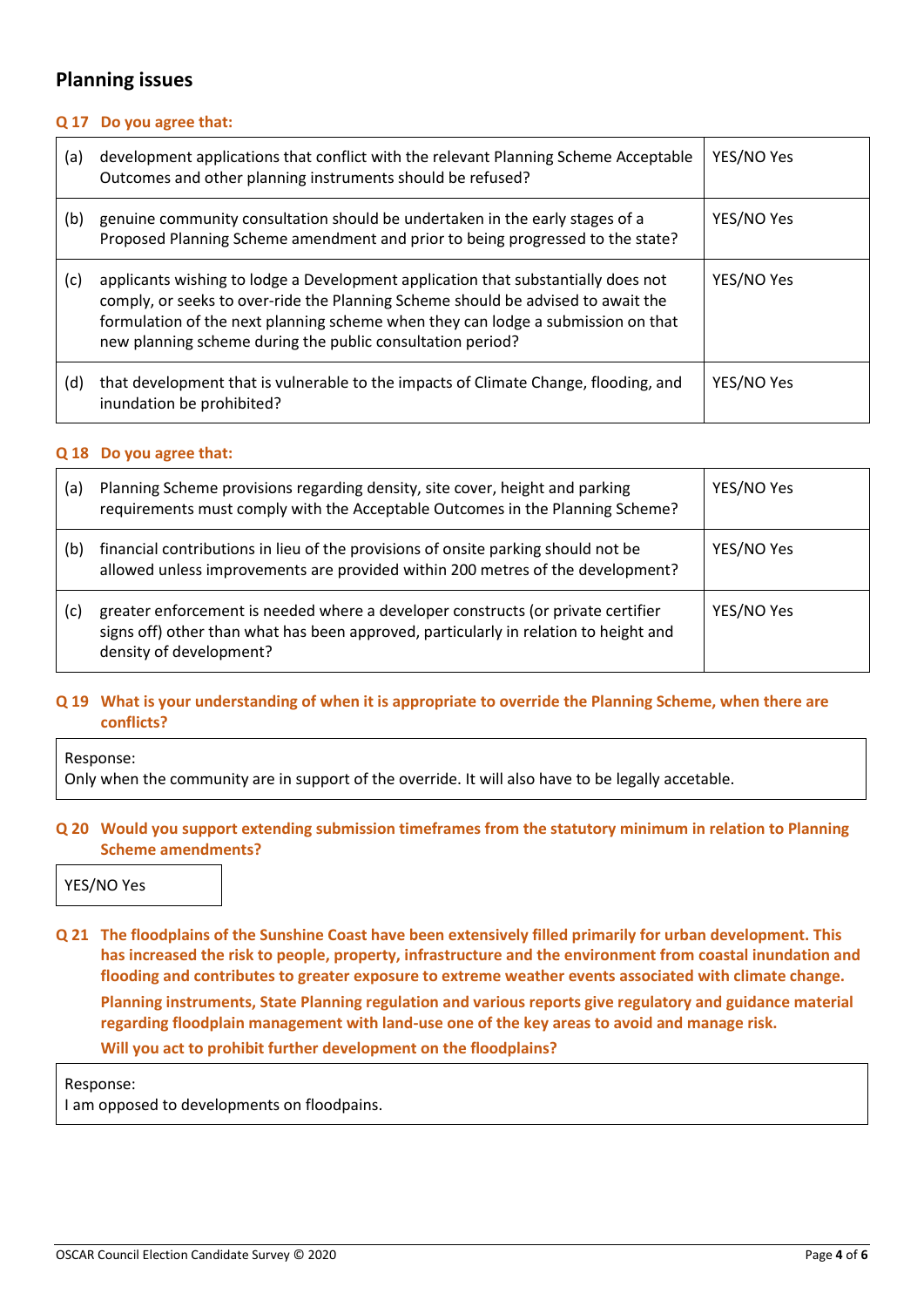## Planning issues

**Q 17 Do you agree that:**

| | | |
|---|---|---|
| (a) | development applications that conflict with the relevant Planning Scheme Acceptable Outcomes and other planning instruments should be refused? | YES/NO Yes |
| (b) | genuine community consultation should be undertaken in the early stages of a Proposed Planning Scheme amendment and prior to being progressed to the state? | YES/NO Yes |
| (c) | applicants wishing to lodge a Development application that substantially does not comply, or seeks to over-ride the Planning Scheme should be advised to await the formulation of the next planning scheme when they can lodge a submission on that new planning scheme during the public consultation period? | YES/NO Yes |
| (d) | that development that is vulnerable to the impacts of Climate Change, flooding, and inundation be prohibited? | YES/NO Yes |

**Q 18 Do you agree that:**

| | | |
|---|---|---|
| (a) | Planning Scheme provisions regarding density, site cover, height and parking requirements must comply with the Acceptable Outcomes in the Planning Scheme? | YES/NO Yes |
| (b) | financial contributions in lieu of the provisions of onsite parking should not be allowed unless improvements are provided within 200 metres of the development? | YES/NO Yes |
| (c) | greater enforcement is needed where a developer constructs (or private certifier signs off) other than what has been approved, particularly in relation to height and density of development? | YES/NO Yes |

**Q 19 What is your understanding of when it is appropriate to override the Planning Scheme, when there are conflicts?**

Response:
Only when the community are in support of the override. It will also have to be legally accetable.

**Q 20 Would you support extending submission timeframes from the statutory minimum in relation to Planning Scheme amendments?**

YES/NO Yes

**Q 21 The floodplains of the Sunshine Coast have been extensively filled primarily for urban development. This has increased the risk to people, property, infrastructure and the environment from coastal inundation and flooding and contributes to greater exposure to extreme weather events associated with climate change.**

**Planning instruments, State Planning regulation and various reports give regulatory and guidance material regarding floodplain management with land-use one of the key areas to avoid and manage risk.**

**Will you act to prohibit further development on the floodplains?**

Response:
I am opposed to developments on floodpains.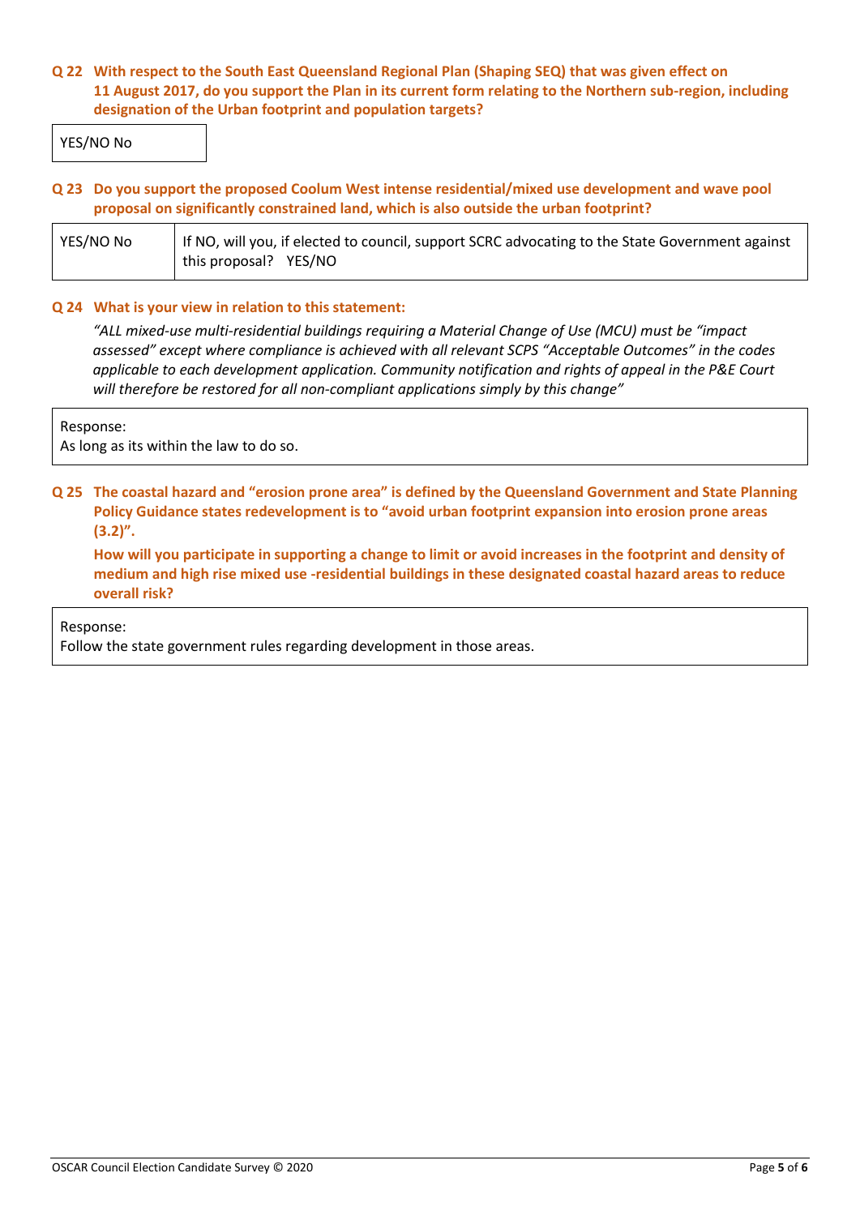**Q 22 With respect to the South East Queensland Regional Plan (Shaping SEQ) that was given effect on 11 August 2017, do you support the Plan in its current form relating to the Northern sub-region, including designation of the Urban footprint and population targets?**

| YES/NO No |
|---|

**Q 23 Do you support the proposed Coolum West intense residential/mixed use development and wave pool proposal on significantly constrained land, which is also outside the urban footprint?**

| YES/NO No | If NO, will you, if elected to council, support SCRC advocating to the State Government against this proposal? YES/NO |
|---|---|

**Q 24 What is your view in relation to this statement:**

*"ALL mixed-use multi-residential buildings requiring a Material Change of Use (MCU) must be "impact assessed" except where compliance is achieved with all relevant SCPS "Acceptable Outcomes" in the codes applicable to each development application. Community notification and rights of appeal in the P&E Court will therefore be restored for all non-compliant applications simply by this change"*

| Response:<br>As long as its within the law to do so. |
|---|

**Q 25 The coastal hazard and "erosion prone area" is defined by the Queensland Government and State Planning Policy Guidance states redevelopment is to "avoid urban footprint expansion into erosion prone areas (3.2)".**

**How will you participate in supporting a change to limit or avoid increases in the footprint and density of medium and high rise mixed use -residential buildings in these designated coastal hazard areas to reduce overall risk?**

| Response:<br>Follow the state government rules regarding development in those areas. |
|---|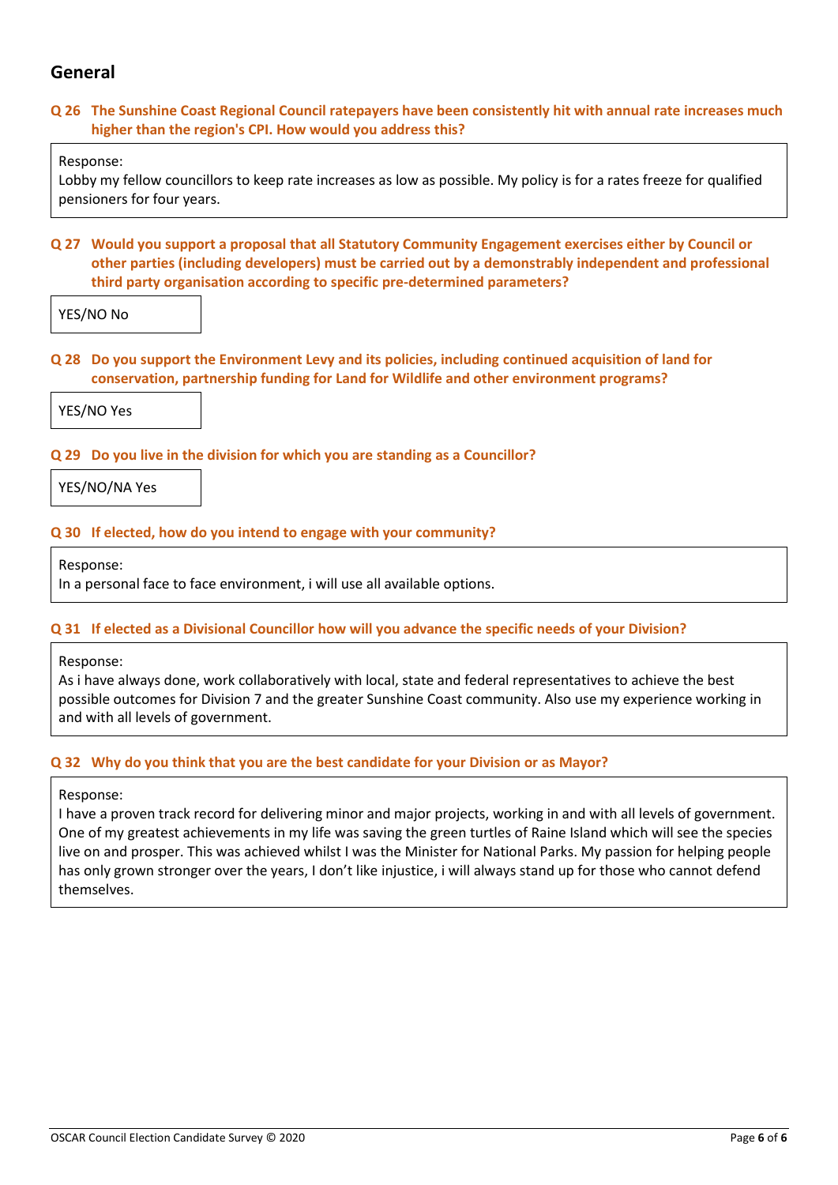## General

**Q 26 The Sunshine Coast Regional Council ratepayers have been consistently hit with annual rate increases much higher than the region's CPI. How would you address this?**

Response:
Lobby my fellow councillors to keep rate increases as low as possible. My policy is for a rates freeze for qualified pensioners for four years.

**Q 27 Would you support a proposal that all Statutory Community Engagement exercises either by Council or other parties (including developers) must be carried out by a demonstrably independent and professional third party organisation according to specific pre-determined parameters?**

YES/NO No

**Q 28 Do you support the Environment Levy and its policies, including continued acquisition of land for conservation, partnership funding for Land for Wildlife and other environment programs?**

YES/NO Yes

**Q 29 Do you live in the division for which you are standing as a Councillor?**

YES/NO/NA Yes

**Q 30 If elected, how do you intend to engage with your community?**

Response:
In a personal face to face environment, i will use all available options.

**Q 31 If elected as a Divisional Councillor how will you advance the specific needs of your Division?**

Response:
As i have always done, work collaboratively with local, state and federal representatives to achieve the best possible outcomes for Division 7 and the greater Sunshine Coast community. Also use my experience working in and with all levels of government.

**Q 32 Why do you think that you are the best candidate for your Division or as Mayor?**

Response:
I have a proven track record for delivering minor and major projects, working in and with all levels of government. One of my greatest achievements in my life was saving the green turtles of Raine Island which will see the species live on and prosper. This was achieved whilst I was the Minister for National Parks. My passion for helping people has only grown stronger over the years, I don't like injustice, i will always stand up for those who cannot defend themselves.